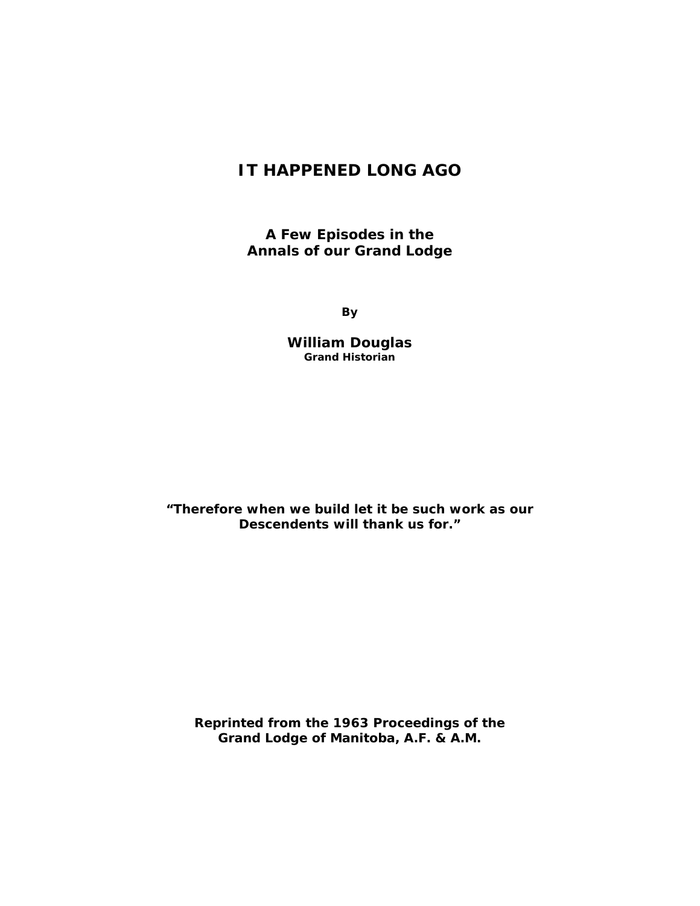# IT HAPPENED LONG AGO

**A Few Episodes in the**
**Annals of our Grand Lodge**

**By**

**William Douglas**
**Grand Historian**

**"Therefore when we build let it be such work as our Descendents will thank us for."**

**Reprinted from the 1963 Proceedings of the Grand Lodge of Manitoba, A.F. & A.M.**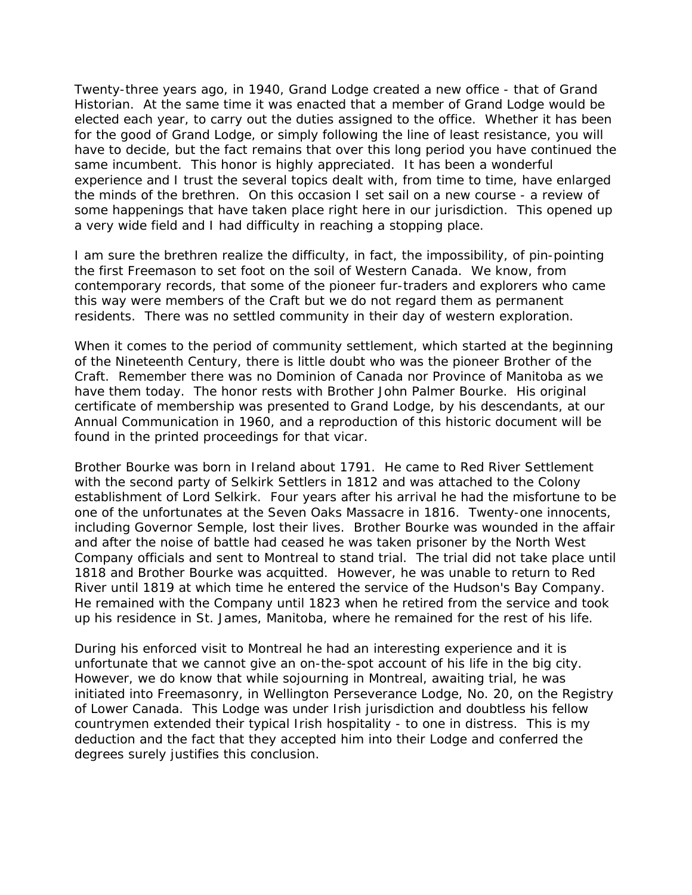Twenty-three years ago, in 1940, Grand Lodge created a new office - that of Grand Historian. At the same time it was enacted that a member of Grand Lodge would be elected each year, to carry out the duties assigned to the office. Whether it has been for the good of Grand Lodge, or simply following the line of least resistance, you will have to decide, but the fact remains that over this long period you have continued the same incumbent. This honor is highly appreciated. It has been a wonderful experience and I trust the several topics dealt with, from time to time, have enlarged the minds of the brethren. On this occasion I set sail on a new course - a review of some happenings that have taken place right here in our jurisdiction. This opened up a very wide field and I had difficulty in reaching a stopping place.

I am sure the brethren realize the difficulty, in fact, the impossibility, of pin-pointing the first Freemason to set foot on the soil of Western Canada. We know, from contemporary records, that some of the pioneer fur-traders and explorers who came this way were members of the Craft but we do not regard them as permanent residents. There was no settled community in their day of western exploration.

When it comes to the period of community settlement, which started at the beginning of the Nineteenth Century, there is little doubt who was the pioneer Brother of the Craft. Remember there was no Dominion of Canada nor Province of Manitoba as we have them today. The honor rests with Brother John Palmer Bourke. His original certificate of membership was presented to Grand Lodge, by his descendants, at our Annual Communication in 1960, and a reproduction of this historic document will be found in the printed proceedings for that vicar.

Brother Bourke was born in Ireland about 1791. He came to Red River Settlement with the second party of Selkirk Settlers in 1812 and was attached to the Colony establishment of Lord Selkirk. Four years after his arrival he had the misfortune to be one of the unfortunates at the Seven Oaks Massacre in 1816. Twenty-one innocents, including Governor Semple, lost their lives. Brother Bourke was wounded in the affair and after the noise of battle had ceased he was taken prisoner by the North West Company officials and sent to Montreal to stand trial. The trial did not take place until 1818 and Brother Bourke was acquitted. However, he was unable to return to Red River until 1819 at which time he entered the service of the Hudson's Bay Company. He remained with the Company until 1823 when he retired from the service and took up his residence in St. James, Manitoba, where he remained for the rest of his life.

During his enforced visit to Montreal he had an interesting experience and it is unfortunate that we cannot give an on-the-spot account of his life in the big city. However, we do know that while sojourning in Montreal, awaiting trial, he was initiated into Freemasonry, in Wellington Perseverance Lodge, No. 20, on the Registry of Lower Canada. This Lodge was under Irish jurisdiction and doubtless his fellow countrymen extended their typical Irish hospitality - to one in distress. This is my deduction and the fact that they accepted him into their Lodge and conferred the degrees surely justifies this conclusion.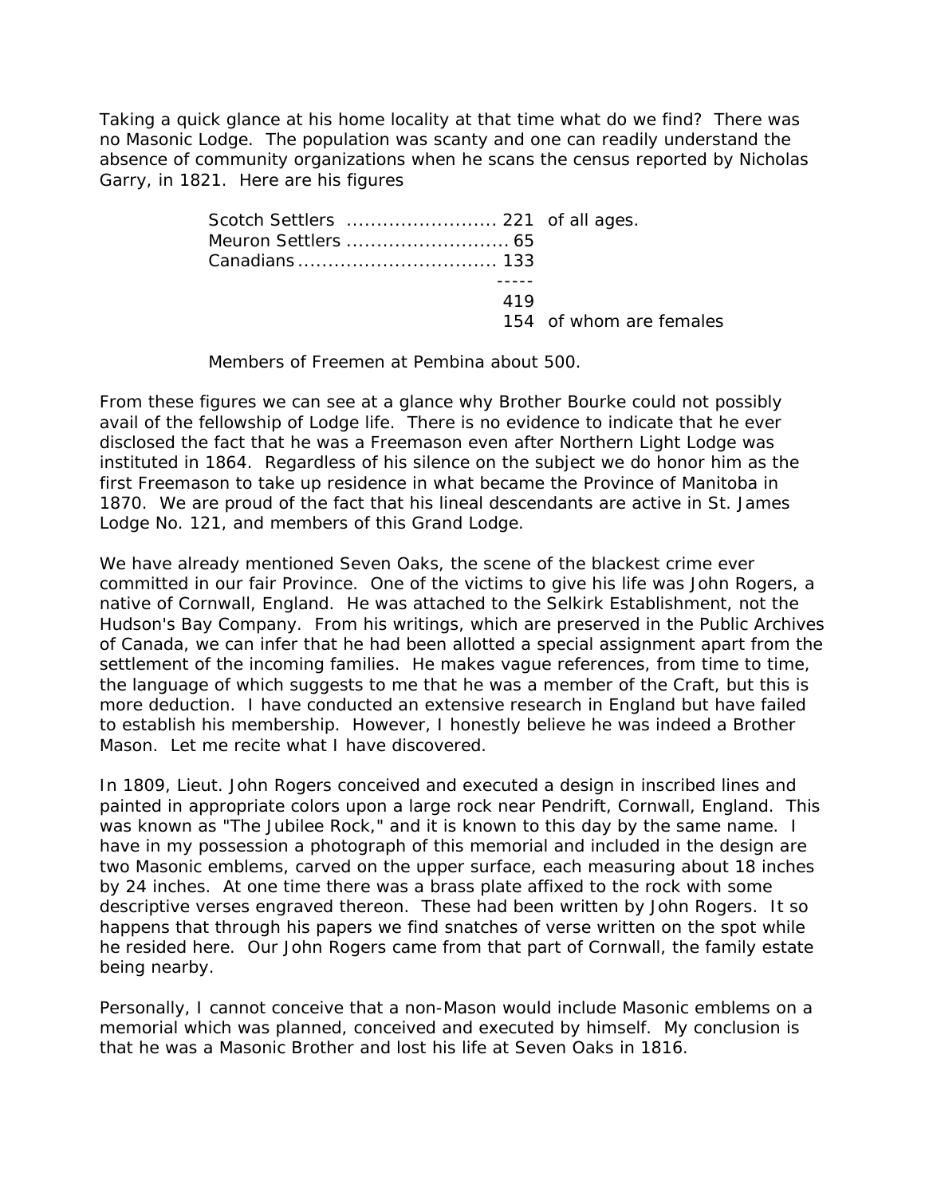Taking a quick glance at his home locality at that time what do we find? There was no Masonic Lodge. The population was scanty and one can readily understand the absence of community organizations when he scans the census reported by Nicholas Garry, in 1821. Here are his figures

| | | |
|---|---|---|
| Scotch Settlers | 221 | of all ages. |
| Meuron Settlers | 65 | |
| Canadians | 133 | |
| | ----- | |
| | 419 | |
| | 154 | of whom are females |

Members of Freemen at Pembina about 500.

From these figures we can see at a glance why Brother Bourke could not possibly avail of the fellowship of Lodge life. There is no evidence to indicate that he ever disclosed the fact that he was a Freemason even after Northern Light Lodge was instituted in 1864. Regardless of his silence on the subject we do honor him as the first Freemason to take up residence in what became the Province of Manitoba in 1870. We are proud of the fact that his lineal descendants are active in St. James Lodge No. 121, and members of this Grand Lodge.

We have already mentioned Seven Oaks, the scene of the blackest crime ever committed in our fair Province. One of the victims to give his life was John Rogers, a native of Cornwall, England. He was attached to the Selkirk Establishment, not the Hudson's Bay Company. From his writings, which are preserved in the Public Archives of Canada, we can infer that he had been allotted a special assignment apart from the settlement of the incoming families. He makes vague references, from time to time, the language of which suggests to me that he was a member of the Craft, but this is more deduction. I have conducted an extensive research in England but have failed to establish his membership. However, I honestly believe he was indeed a Brother Mason. Let me recite what I have discovered.

In 1809, Lieut. John Rogers conceived and executed a design in inscribed lines and painted in appropriate colors upon a large rock near Pendrift, Cornwall, England. This was known as "The Jubilee Rock," and it is known to this day by the same name. I have in my possession a photograph of this memorial and included in the design are two Masonic emblems, carved on the upper surface, each measuring about 18 inches by 24 inches. At one time there was a brass plate affixed to the rock with some descriptive verses engraved thereon. These had been written by John Rogers. It so happens that through his papers we find snatches of verse written on the spot while he resided here. Our John Rogers came from that part of Cornwall, the family estate being nearby.

Personally, I cannot conceive that a non-Mason would include Masonic emblems on a memorial which was planned, conceived and executed by himself. My conclusion is that he was a Masonic Brother and lost his life at Seven Oaks in 1816.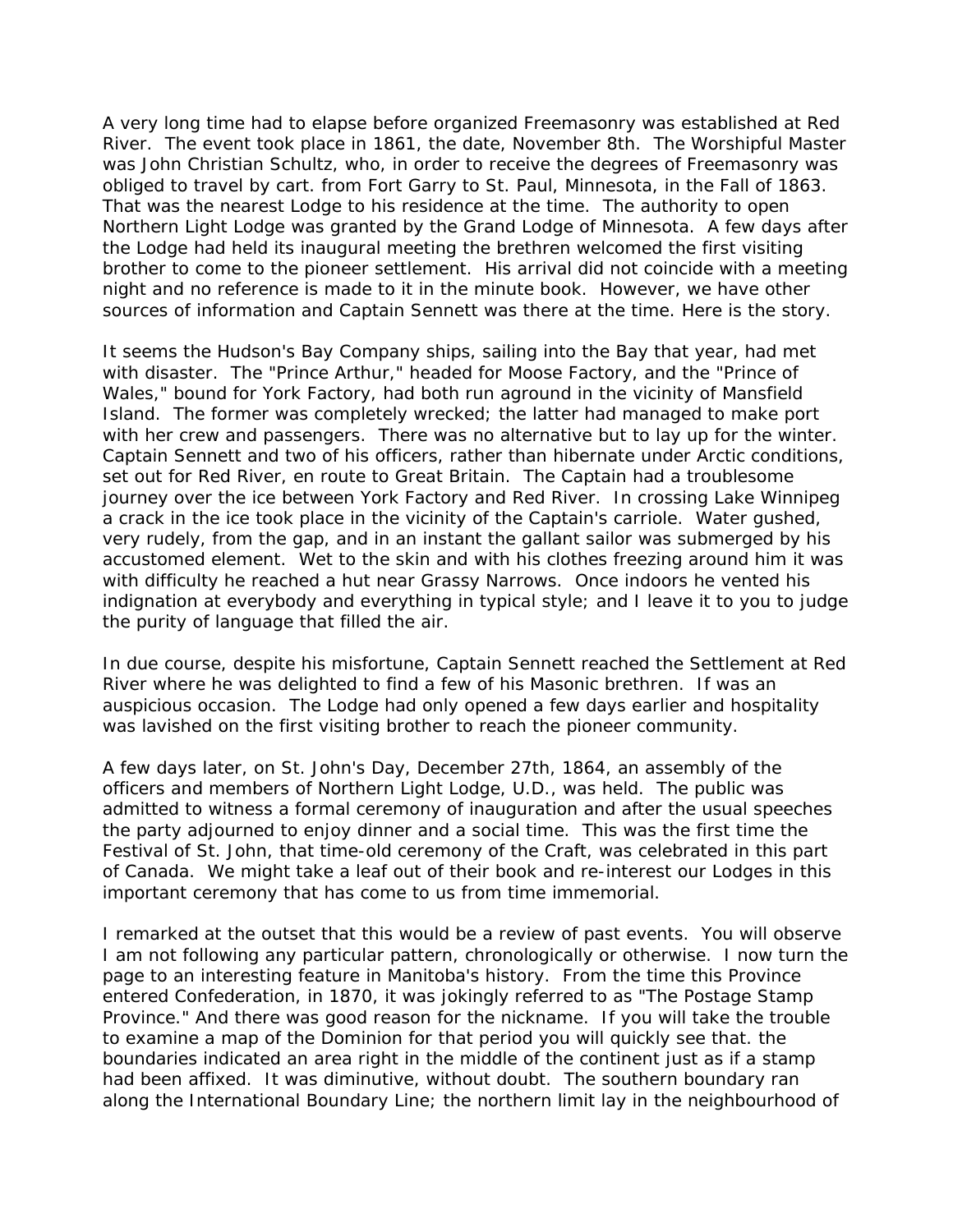A very long time had to elapse before organized Freemasonry was established at Red River. The event took place in 1861, the date, November 8th. The Worshipful Master was John Christian Schultz, who, in order to receive the degrees of Freemasonry was obliged to travel by cart. from Fort Garry to St. Paul, Minnesota, in the Fall of 1863. That was the nearest Lodge to his residence at the time. The authority to open Northern Light Lodge was granted by the Grand Lodge of Minnesota. A few days after the Lodge had held its inaugural meeting the brethren welcomed the first visiting brother to come to the pioneer settlement. His arrival did not coincide with a meeting night and no reference is made to it in the minute book. However, we have other sources of information and Captain Sennett was there at the time. Here is the story.

It seems the Hudson's Bay Company ships, sailing into the Bay that year, had met with disaster. The "Prince Arthur," headed for Moose Factory, and the "Prince of Wales," bound for York Factory, had both run aground in the vicinity of Mansfield Island. The former was completely wrecked; the latter had managed to make port with her crew and passengers. There was no alternative but to lay up for the winter. Captain Sennett and two of his officers, rather than hibernate under Arctic conditions, set out for Red River, en route to Great Britain. The Captain had a troublesome journey over the ice between York Factory and Red River. In crossing Lake Winnipeg a crack in the ice took place in the vicinity of the Captain's carriole. Water gushed, very rudely, from the gap, and in an instant the gallant sailor was submerged by his accustomed element. Wet to the skin and with his clothes freezing around him it was with difficulty he reached a hut near Grassy Narrows. Once indoors he vented his indignation at everybody and everything in typical style; and I leave it to you to judge the purity of language that filled the air.

In due course, despite his misfortune, Captain Sennett reached the Settlement at Red River where he was delighted to find a few of his Masonic brethren. If was an auspicious occasion. The Lodge had only opened a few days earlier and hospitality was lavished on the first visiting brother to reach the pioneer community.

A few days later, on St. John's Day, December 27th, 1864, an assembly of the officers and members of Northern Light Lodge, U.D., was held. The public was admitted to witness a formal ceremony of inauguration and after the usual speeches the party adjourned to enjoy dinner and a social time. This was the first time the Festival of St. John, that time-old ceremony of the Craft, was celebrated in this part of Canada. We might take a leaf out of their book and re-interest our Lodges in this important ceremony that has come to us from time immemorial.

I remarked at the outset that this would be a review of past events. You will observe I am not following any particular pattern, chronologically or otherwise. I now turn the page to an interesting feature in Manitoba's history. From the time this Province entered Confederation, in 1870, it was jokingly referred to as "The Postage Stamp Province." And there was good reason for the nickname. If you will take the trouble to examine a map of the Dominion for that period you will quickly see that. the boundaries indicated an area right in the middle of the continent just as if a stamp had been affixed. It was diminutive, without doubt. The southern boundary ran along the International Boundary Line; the northern limit lay in the neighbourhood of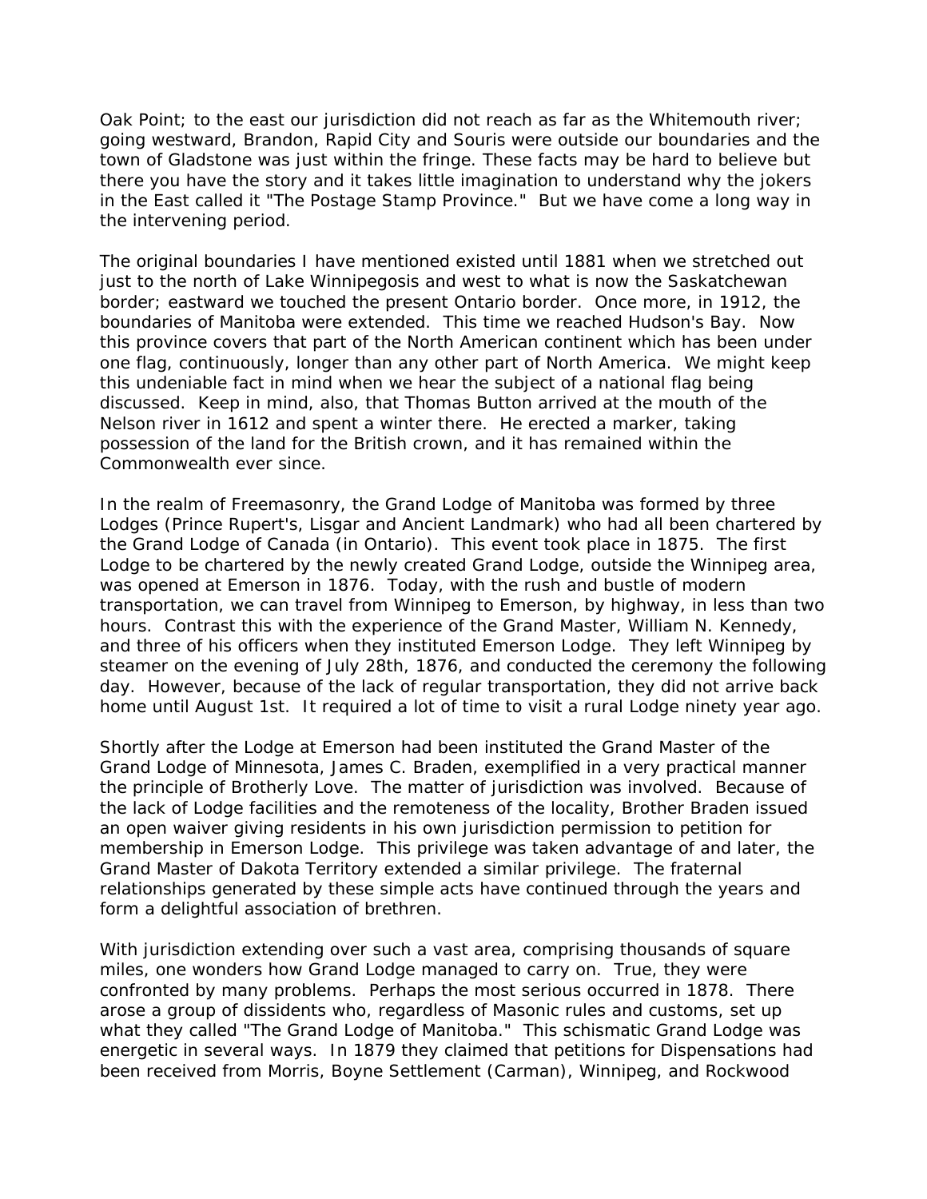Oak Point; to the east our jurisdiction did not reach as far as the Whitemouth river; going westward, Brandon, Rapid City and Souris were outside our boundaries and the town of Gladstone was just within the fringe. These facts may be hard to believe but there you have the story and it takes little imagination to understand why the jokers in the East called it "The Postage Stamp Province." But we have come a long way in the intervening period.

The original boundaries I have mentioned existed until 1881 when we stretched out just to the north of Lake Winnipegosis and west to what is now the Saskatchewan border; eastward we touched the present Ontario border. Once more, in 1912, the boundaries of Manitoba were extended. This time we reached Hudson's Bay. Now this province covers that part of the North American continent which has been under one flag, continuously, longer than any other part of North America. We might keep this undeniable fact in mind when we hear the subject of a national flag being discussed. Keep in mind, also, that Thomas Button arrived at the mouth of the Nelson river in 1612 and spent a winter there. He erected a marker, taking possession of the land for the British crown, and it has remained within the Commonwealth ever since.

In the realm of Freemasonry, the Grand Lodge of Manitoba was formed by three Lodges (Prince Rupert's, Lisgar and Ancient Landmark) who had all been chartered by the Grand Lodge of Canada (in Ontario). This event took place in 1875. The first Lodge to be chartered by the newly created Grand Lodge, outside the Winnipeg area, was opened at Emerson in 1876. Today, with the rush and bustle of modern transportation, we can travel from Winnipeg to Emerson, by highway, in less than two hours. Contrast this with the experience of the Grand Master, William N. Kennedy, and three of his officers when they instituted Emerson Lodge. They left Winnipeg by steamer on the evening of July 28th, 1876, and conducted the ceremony the following day. However, because of the lack of regular transportation, they did not arrive back home until August 1st. It required a lot of time to visit a rural Lodge ninety year ago.

Shortly after the Lodge at Emerson had been instituted the Grand Master of the Grand Lodge of Minnesota, James C. Braden, exemplified in a very practical manner the principle of Brotherly Love. The matter of jurisdiction was involved. Because of the lack of Lodge facilities and the remoteness of the locality, Brother Braden issued an open waiver giving residents in his own jurisdiction permission to petition for membership in Emerson Lodge. This privilege was taken advantage of and later, the Grand Master of Dakota Territory extended a similar privilege. The fraternal relationships generated by these simple acts have continued through the years and form a delightful association of brethren.

With jurisdiction extending over such a vast area, comprising thousands of square miles, one wonders how Grand Lodge managed to carry on. True, they were confronted by many problems. Perhaps the most serious occurred in 1878. There arose a group of dissidents who, regardless of Masonic rules and customs, set up what they called "The Grand Lodge of Manitoba." This schismatic Grand Lodge was energetic in several ways. In 1879 they claimed that petitions for Dispensations had been received from Morris, Boyne Settlement (Carman), Winnipeg, and Rockwood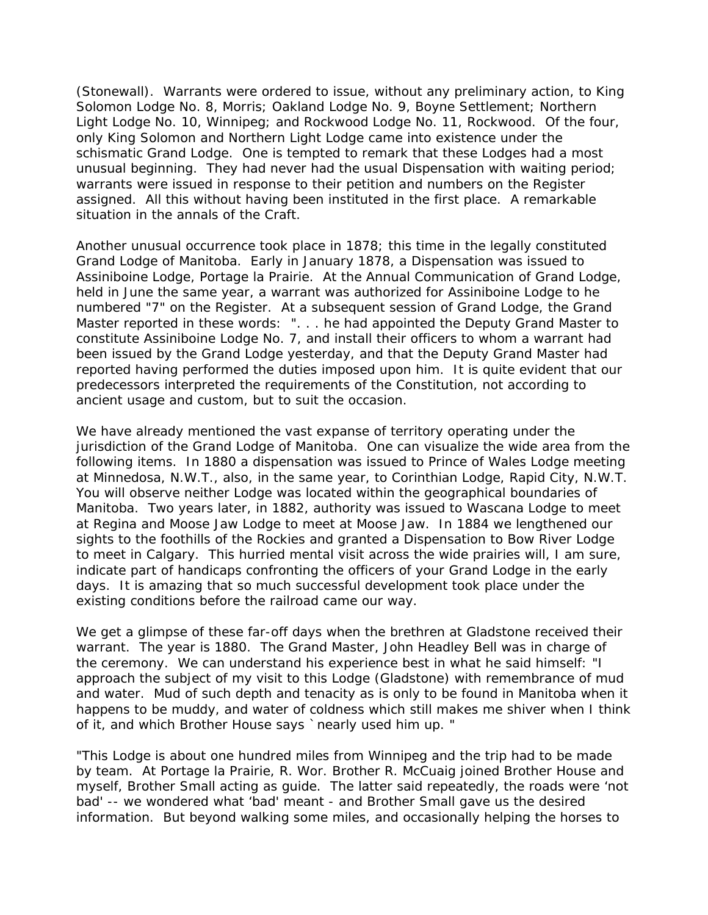(Stonewall). Warrants were ordered to issue, without any preliminary action, to King Solomon Lodge No. 8, Morris; Oakland Lodge No. 9, Boyne Settlement; Northern Light Lodge No. 10, Winnipeg; and Rockwood Lodge No. 11, Rockwood. Of the four, only King Solomon and Northern Light Lodge came into existence under the schismatic Grand Lodge. One is tempted to remark that these Lodges had a most unusual beginning. They had never had the usual Dispensation with waiting period; warrants were issued in response to their petition and numbers on the Register assigned. All this without having been instituted in the first place. A remarkable situation in the annals of the Craft.

Another unusual occurrence took place in 1878; this time in the legally constituted Grand Lodge of Manitoba. Early in January 1878, a Dispensation was issued to Assiniboine Lodge, Portage la Prairie. At the Annual Communication of Grand Lodge, held in June the same year, a warrant was authorized for Assiniboine Lodge to he numbered "7" on the Register. At a subsequent session of Grand Lodge, the Grand Master reported in these words: ". . . he had appointed the Deputy Grand Master to constitute Assiniboine Lodge No. 7, and install their officers to whom a warrant had been issued by the Grand Lodge yesterday, and that the Deputy Grand Master had reported having performed the duties imposed upon him. It is quite evident that our predecessors interpreted the requirements of the Constitution, not according to ancient usage and custom, but to suit the occasion.

We have already mentioned the vast expanse of territory operating under the jurisdiction of the Grand Lodge of Manitoba. One can visualize the wide area from the following items. In 1880 a dispensation was issued to Prince of Wales Lodge meeting at Minnedosa, N.W.T., also, in the same year, to Corinthian Lodge, Rapid City, N.W.T. You will observe neither Lodge was located within the geographical boundaries of Manitoba. Two years later, in 1882, authority was issued to Wascana Lodge to meet at Regina and Moose Jaw Lodge to meet at Moose Jaw. In 1884 we lengthened our sights to the foothills of the Rockies and granted a Dispensation to Bow River Lodge to meet in Calgary. This hurried mental visit across the wide prairies will, I am sure, indicate part of handicaps confronting the officers of your Grand Lodge in the early days. It is amazing that so much successful development took place under the existing conditions before the railroad came our way.

We get a glimpse of these far-off days when the brethren at Gladstone received their warrant. The year is 1880. The Grand Master, John Headley Bell was in charge of the ceremony. We can understand his experience best in what he said himself: "I approach the subject of my visit to this Lodge (Gladstone) with remembrance of mud and water. Mud of such depth and tenacity as is only to be found in Manitoba when it happens to be muddy, and water of coldness which still makes me shiver when I think of it, and which Brother House says `nearly used him up. "

"This Lodge is about one hundred miles from Winnipeg and the trip had to be made by team. At Portage la Prairie, R. Wor. Brother R. McCuaig joined Brother House and myself, Brother Small acting as guide. The latter said repeatedly, the roads were 'not bad' -- we wondered what 'bad' meant - and Brother Small gave us the desired information. But beyond walking some miles, and occasionally helping the horses to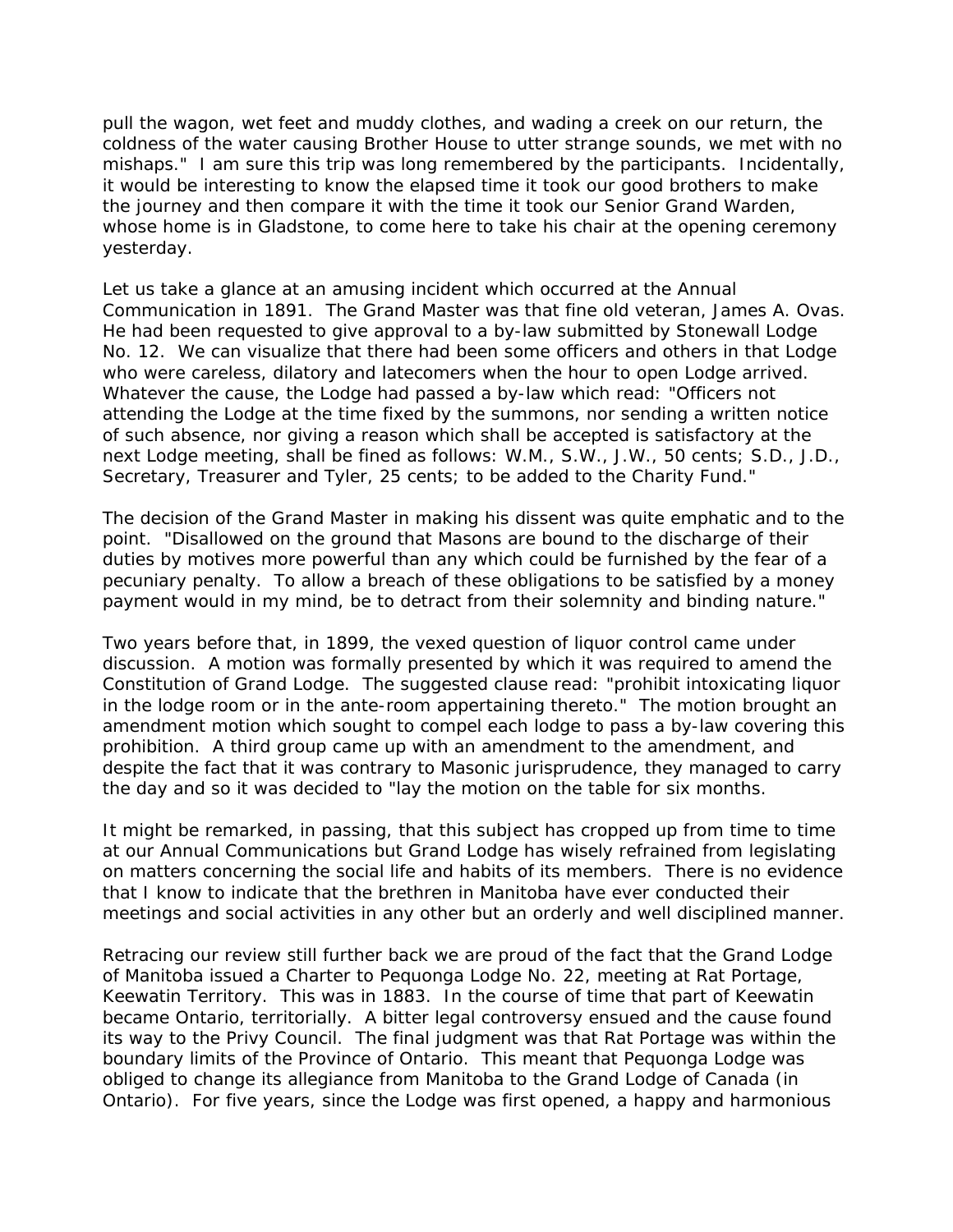pull the wagon, wet feet and muddy clothes, and wading a creek on our return, the coldness of the water causing Brother House to utter strange sounds, we met with no mishaps." I am sure this trip was long remembered by the participants. Incidentally, it would be interesting to know the elapsed time it took our good brothers to make the journey and then compare it with the time it took our Senior Grand Warden, whose home is in Gladstone, to come here to take his chair at the opening ceremony yesterday.

Let us take a glance at an amusing incident which occurred at the Annual Communication in 1891. The Grand Master was that fine old veteran, James A. Ovas. He had been requested to give approval to a by-law submitted by Stonewall Lodge No. 12. We can visualize that there had been some officers and others in that Lodge who were careless, dilatory and latecomers when the hour to open Lodge arrived. Whatever the cause, the Lodge had passed a by-law which read: "Officers not attending the Lodge at the time fixed by the summons, nor sending a written notice of such absence, nor giving a reason which shall be accepted is satisfactory at the next Lodge meeting, shall be fined as follows: W.M., S.W., J.W., 50 cents; S.D., J.D., Secretary, Treasurer and Tyler, 25 cents; to be added to the Charity Fund."

The decision of the Grand Master in making his dissent was quite emphatic and to the point. "Disallowed on the ground that Masons are bound to the discharge of their duties by motives more powerful than any which could be furnished by the fear of a pecuniary penalty. To allow a breach of these obligations to be satisfied by a money payment would in my mind, be to detract from their solemnity and binding nature."

Two years before that, in 1899, the vexed question of liquor control came under discussion. A motion was formally presented by which it was required to amend the Constitution of Grand Lodge. The suggested clause read: "prohibit intoxicating liquor in the lodge room or in the ante-room appertaining thereto." The motion brought an amendment motion which sought to compel each lodge to pass a by-law covering this prohibition. A third group came up with an amendment to the amendment, and despite the fact that it was contrary to Masonic jurisprudence, they managed to carry the day and so it was decided to "lay the motion on the table for six months.

It might be remarked, in passing, that this subject has cropped up from time to time at our Annual Communications but Grand Lodge has wisely refrained from legislating on matters concerning the social life and habits of its members. There is no evidence that I know to indicate that the brethren in Manitoba have ever conducted their meetings and social activities in any other but an orderly and well disciplined manner.

Retracing our review still further back we are proud of the fact that the Grand Lodge of Manitoba issued a Charter to Pequonga Lodge No. 22, meeting at Rat Portage, Keewatin Territory. This was in 1883. In the course of time that part of Keewatin became Ontario, territorially. A bitter legal controversy ensued and the cause found its way to the Privy Council. The final judgment was that Rat Portage was within the boundary limits of the Province of Ontario. This meant that Pequonga Lodge was obliged to change its allegiance from Manitoba to the Grand Lodge of Canada (in Ontario). For five years, since the Lodge was first opened, a happy and harmonious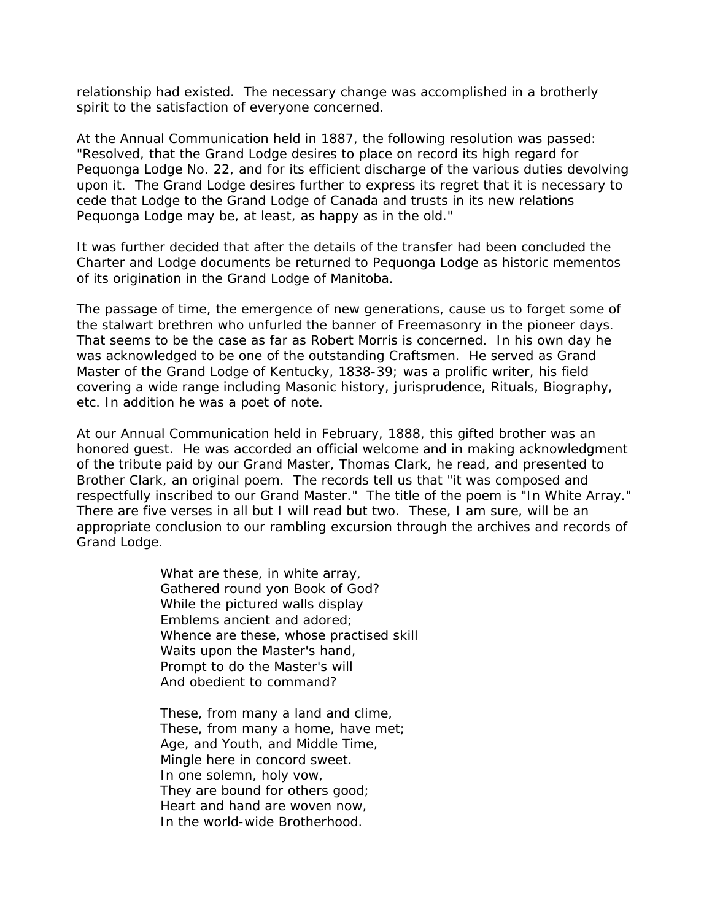relationship had existed. The necessary change was accomplished in a brotherly spirit to the satisfaction of everyone concerned.

At the Annual Communication held in 1887, the following resolution was passed: "Resolved, that the Grand Lodge desires to place on record its high regard for Pequonga Lodge No. 22, and for its efficient discharge of the various duties devolving upon it. The Grand Lodge desires further to express its regret that it is necessary to cede that Lodge to the Grand Lodge of Canada and trusts in its new relations Pequonga Lodge may be, at least, as happy as in the old."

It was further decided that after the details of the transfer had been concluded the Charter and Lodge documents be returned to Pequonga Lodge as historic mementos of its origination in the Grand Lodge of Manitoba.

The passage of time, the emergence of new generations, cause us to forget some of the stalwart brethren who unfurled the banner of Freemasonry in the pioneer days. That seems to be the case as far as Robert Morris is concerned. In his own day he was acknowledged to be one of the outstanding Craftsmen. He served as Grand Master of the Grand Lodge of Kentucky, 1838-39; was a prolific writer, his field covering a wide range including Masonic history, jurisprudence, Rituals, Biography, etc. In addition he was a poet of note.

At our Annual Communication held in February, 1888, this gifted brother was an honored guest. He was accorded an official welcome and in making acknowledgment of the tribute paid by our Grand Master, Thomas Clark, he read, and presented to Brother Clark, an original poem. The records tell us that "it was composed and respectfully inscribed to our Grand Master." The title of the poem is "In White Array." There are five verses in all but I will read but two. These, I am sure, will be an appropriate conclusion to our rambling excursion through the archives and records of Grand Lodge.

> What are these, in white array,
> Gathered round yon Book of God?
> While the pictured walls display
> Emblems ancient and adored;
> Whence are these, whose practised skill
> Waits upon the Master's hand,
> Prompt to do the Master's will
> And obedient to command?
>
> These, from many a land and clime,
> These, from many a home, have met;
> Age, and Youth, and Middle Time,
> Mingle here in concord sweet.
> In one solemn, holy vow,
> They are bound for others good;
> Heart and hand are woven now,
> In the world-wide Brotherhood.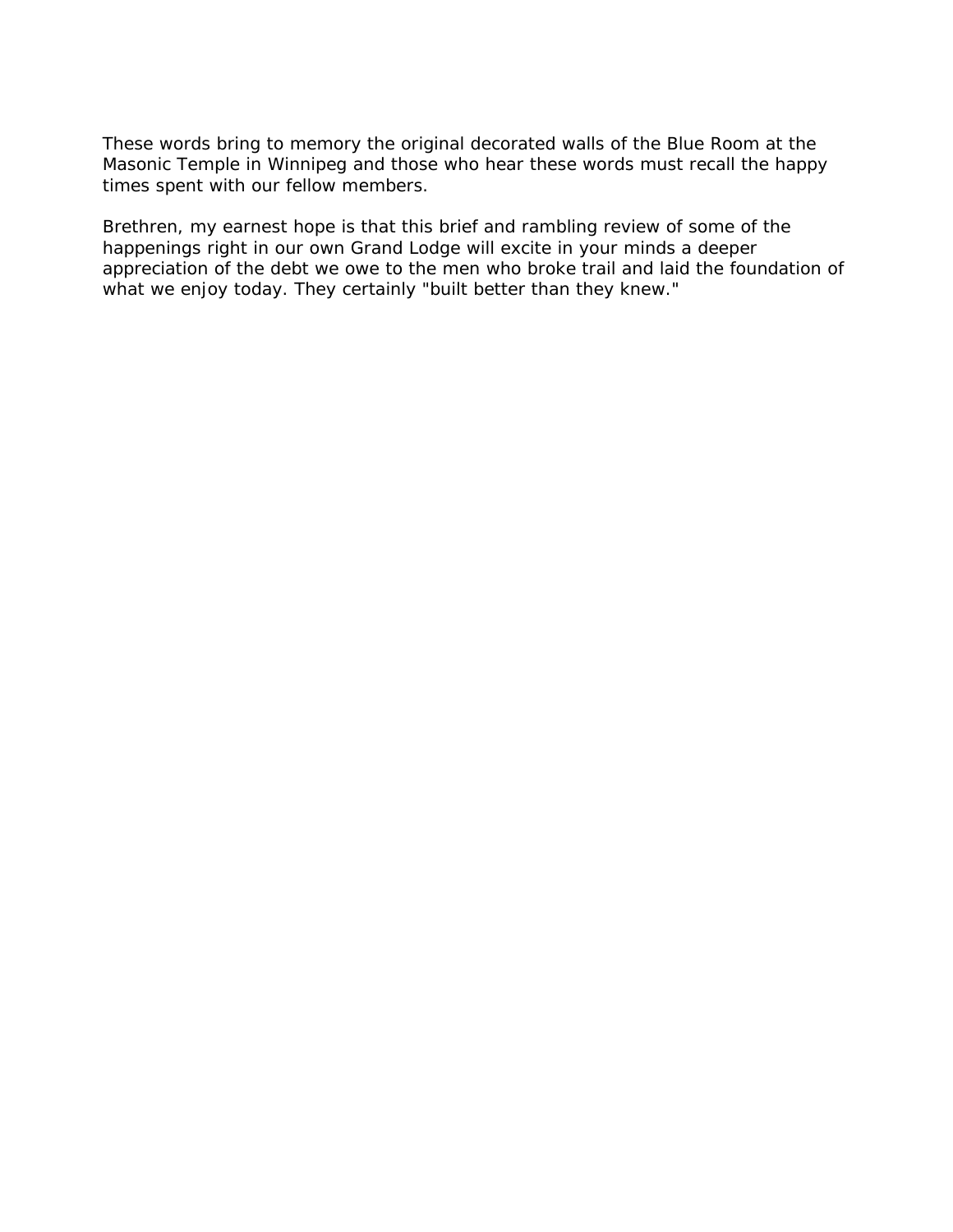These words bring to memory the original decorated walls of the Blue Room at the Masonic Temple in Winnipeg and those who hear these words must recall the happy times spent with our fellow members.

Brethren, my earnest hope is that this brief and rambling review of some of the happenings right in our own Grand Lodge will excite in your minds a deeper appreciation of the debt we owe to the men who broke trail and laid the foundation of what we enjoy today. They certainly "built better than they knew."